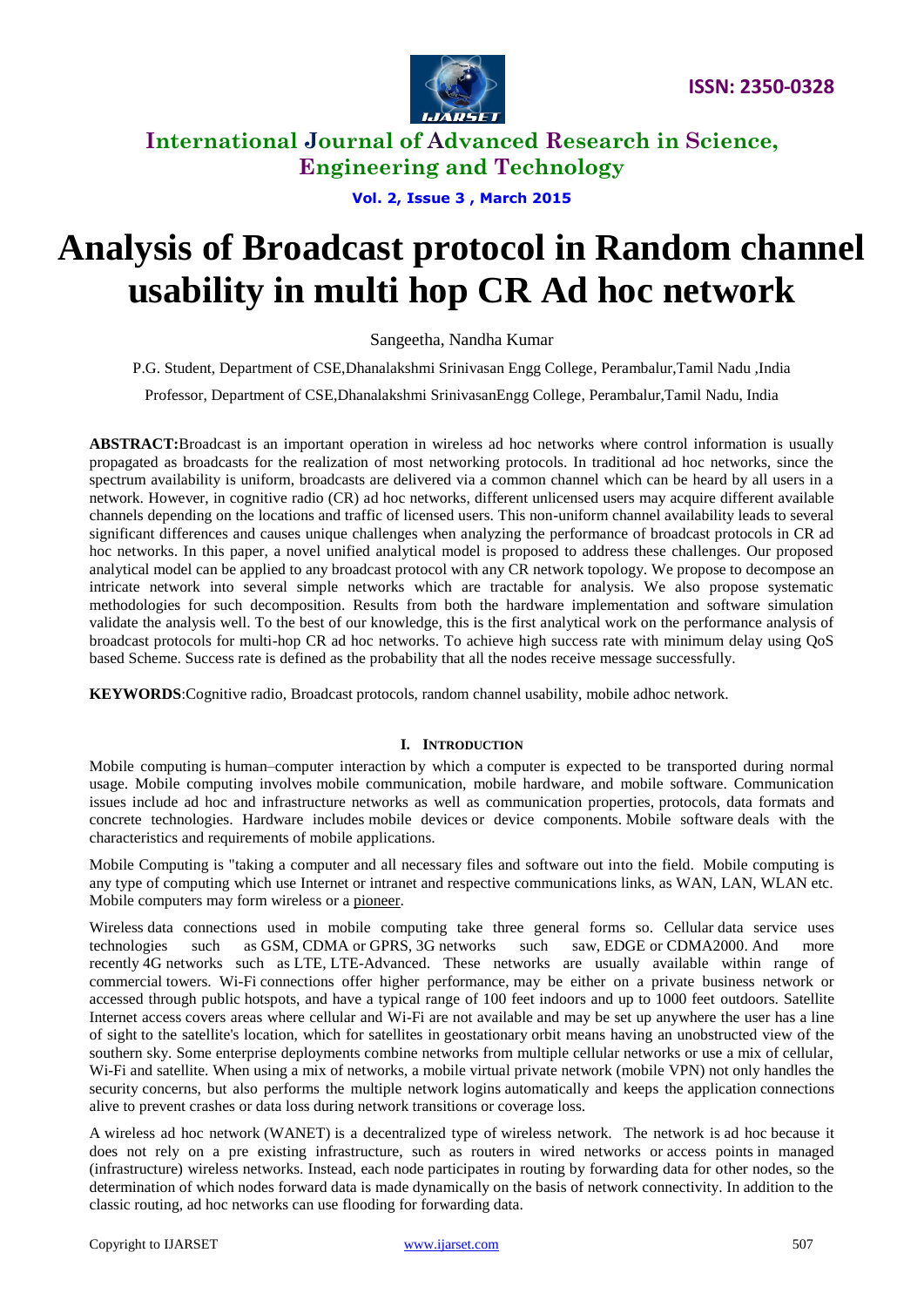# Analysis of Broadcast protocol in Random channel usability in multi hop CR Ad hoc network

Sangeetha, Nandha Kumar

P.G. Student, Department of CSE,Dhanalakshmi Srinivasan Engg College, Perambalur,Tamil Nadu ,India

Professor, Department of CSE,Dhanalakshmi SrinivasanEngg College, Perambalur,Tamil Nadu, India

**ABSTRACT:**Broadcast is an important operation in wireless ad hoc networks where control information is usually propagated as broadcasts for the realization of most networking protocols. In traditional ad hoc networks, since the spectrum availability is uniform, broadcasts are delivered via a common channel which can be heard by all users in a network. However, in cognitive radio (CR) ad hoc networks, different unlicensed users may acquire different available channels depending on the locations and traffic of licensed users. This non-uniform channel availability leads to several significant differences and causes unique challenges when analyzing the performance of broadcast protocols in CR ad hoc networks. In this paper, a novel unified analytical model is proposed to address these challenges. Our proposed analytical model can be applied to any broadcast protocol with any CR network topology. We propose to decompose an intricate network into several simple networks which are tractable for analysis. We also propose systematic methodologies for such decomposition. Results from both the hardware implementation and software simulation validate the analysis well. To the best of our knowledge, this is the first analytical work on the performance analysis of broadcast protocols for multi-hop CR ad hoc networks. To achieve high success rate with minimum delay using QoS based Scheme. Success rate is defined as the probability that all the nodes receive message successfully.

**KEYWORDS**:Cognitive radio, Broadcast protocols, random channel usability, mobile adhoc network.

## I. INTRODUCTION

Mobile computing is human–computer interaction by which a computer is expected to be transported during normal usage. Mobile computing involves mobile communication, mobile hardware, and mobile software. Communication issues include ad hoc and infrastructure networks as well as communication properties, protocols, data formats and concrete technologies. Hardware includes mobile devices or device components. Mobile software deals with the characteristics and requirements of mobile applications.

Mobile Computing is "taking a computer and all necessary files and software out into the field. Mobile computing is any type of computing which use Internet or intranet and respective communications links, as WAN, LAN, WLAN etc. Mobile computers may form wireless or a pioneer.

Wireless data connections used in mobile computing take three general forms so. Cellular data service uses technologies such as GSM, CDMA or GPRS, 3G networks such saw, EDGE or CDMA2000. And more recently 4G networks such as LTE, LTE-Advanced. These networks are usually available within range of commercial towers. Wi-Fi connections offer higher performance, may be either on a private business network or accessed through public hotspots, and have a typical range of 100 feet indoors and up to 1000 feet outdoors. Satellite Internet access covers areas where cellular and Wi-Fi are not available and may be set up anywhere the user has a line of sight to the satellite's location, which for satellites in geostationary orbit means having an unobstructed view of the southern sky. Some enterprise deployments combine networks from multiple cellular networks or use a mix of cellular, Wi-Fi and satellite. When using a mix of networks, a mobile virtual private network (mobile VPN) not only handles the security concerns, but also performs the multiple network logins automatically and keeps the application connections alive to prevent crashes or data loss during network transitions or coverage loss.

A wireless ad hoc network (WANET) is a decentralized type of wireless network. The network is ad hoc because it does not rely on a pre existing infrastructure, such as routers in wired networks or access points in managed (infrastructure) wireless networks. Instead, each node participates in routing by forwarding data for other nodes, so the determination of which nodes forward data is made dynamically on the basis of network connectivity. In addition to the classic routing, ad hoc networks can use flooding for forwarding data.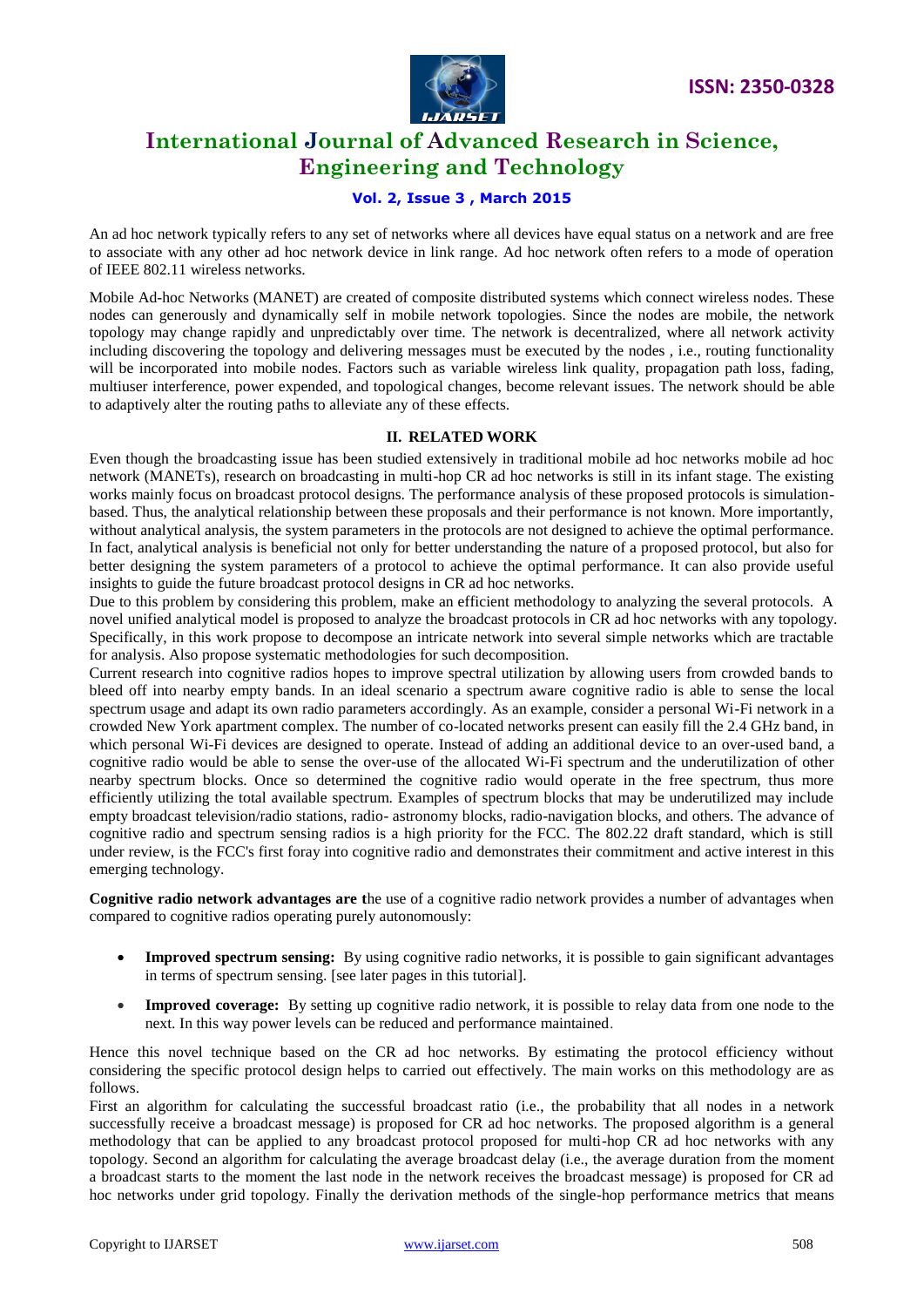An ad hoc network typically refers to any set of networks where all devices have equal status on a network and are free to associate with any other ad hoc network device in link range. Ad hoc network often refers to a mode of operation of IEEE 802.11 wireless networks.

Mobile Ad-hoc Networks (MANET) are created of composite distributed systems which connect wireless nodes. These nodes can generously and dynamically self in mobile network topologies. Since the nodes are mobile, the network topology may change rapidly and unpredictably over time. The network is decentralized, where all network activity including discovering the topology and delivering messages must be executed by the nodes , i.e., routing functionality will be incorporated into mobile nodes. Factors such as variable wireless link quality, propagation path loss, fading, multiuser interference, power expended, and topological changes, become relevant issues. The network should be able to adaptively alter the routing paths to alleviate any of these effects.

## II. RELATED WORK

Even though the broadcasting issue has been studied extensively in traditional mobile ad hoc networks mobile ad hoc network (MANETs), research on broadcasting in multi-hop CR ad hoc networks is still in its infant stage. The existing works mainly focus on broadcast protocol designs. The performance analysis of these proposed protocols is simulation-based. Thus, the analytical relationship between these proposals and their performance is not known. More importantly, without analytical analysis, the system parameters in the protocols are not designed to achieve the optimal performance. In fact, analytical analysis is beneficial not only for better understanding the nature of a proposed protocol, but also for better designing the system parameters of a protocol to achieve the optimal performance. It can also provide useful insights to guide the future broadcast protocol designs in CR ad hoc networks.

Due to this problem by considering this problem, make an efficient methodology to analyzing the several protocols. A novel unified analytical model is proposed to analyze the broadcast protocols in CR ad hoc networks with any topology. Specifically, in this work propose to decompose an intricate network into several simple networks which are tractable for analysis. Also propose systematic methodologies for such decomposition.

Current research into cognitive radios hopes to improve spectral utilization by allowing users from crowded bands to bleed off into nearby empty bands. In an ideal scenario a spectrum aware cognitive radio is able to sense the local spectrum usage and adapt its own radio parameters accordingly. As an example, consider a personal Wi-Fi network in a crowded New York apartment complex. The number of co-located networks present can easily fill the 2.4 GHz band, in which personal Wi-Fi devices are designed to operate. Instead of adding an additional device to an over-used band, a cognitive radio would be able to sense the over-use of the allocated Wi-Fi spectrum and the underutilization of other nearby spectrum blocks. Once so determined the cognitive radio would operate in the free spectrum, thus more efficiently utilizing the total available spectrum. Examples of spectrum blocks that may be underutilized may include empty broadcast television/radio stations, radio- astronomy blocks, radio-navigation blocks, and others. The advance of cognitive radio and spectrum sensing radios is a high priority for the FCC. The 802.22 draft standard, which is still under review, is the FCC's first foray into cognitive radio and demonstrates their commitment and active interest in this emerging technology.

**Cognitive radio network advantages are t**he use of a cognitive radio network provides a number of advantages when compared to cognitive radios operating purely autonomously:

- **Improved spectrum sensing:** By using cognitive radio networks, it is possible to gain significant advantages in terms of spectrum sensing. [see later pages in this tutorial].
- **Improved coverage:** By setting up cognitive radio network, it is possible to relay data from one node to the next. In this way power levels can be reduced and performance maintained.

Hence this novel technique based on the CR ad hoc networks. By estimating the protocol efficiency without considering the specific protocol design helps to carried out effectively. The main works on this methodology are as follows.

First an algorithm for calculating the successful broadcast ratio (i.e., the probability that all nodes in a network successfully receive a broadcast message) is proposed for CR ad hoc networks. The proposed algorithm is a general methodology that can be applied to any broadcast protocol proposed for multi-hop CR ad hoc networks with any topology. Second an algorithm for calculating the average broadcast delay (i.e., the average duration from the moment a broadcast starts to the moment the last node in the network receives the broadcast message) is proposed for CR ad hoc networks under grid topology. Finally the derivation methods of the single-hop performance metrics that means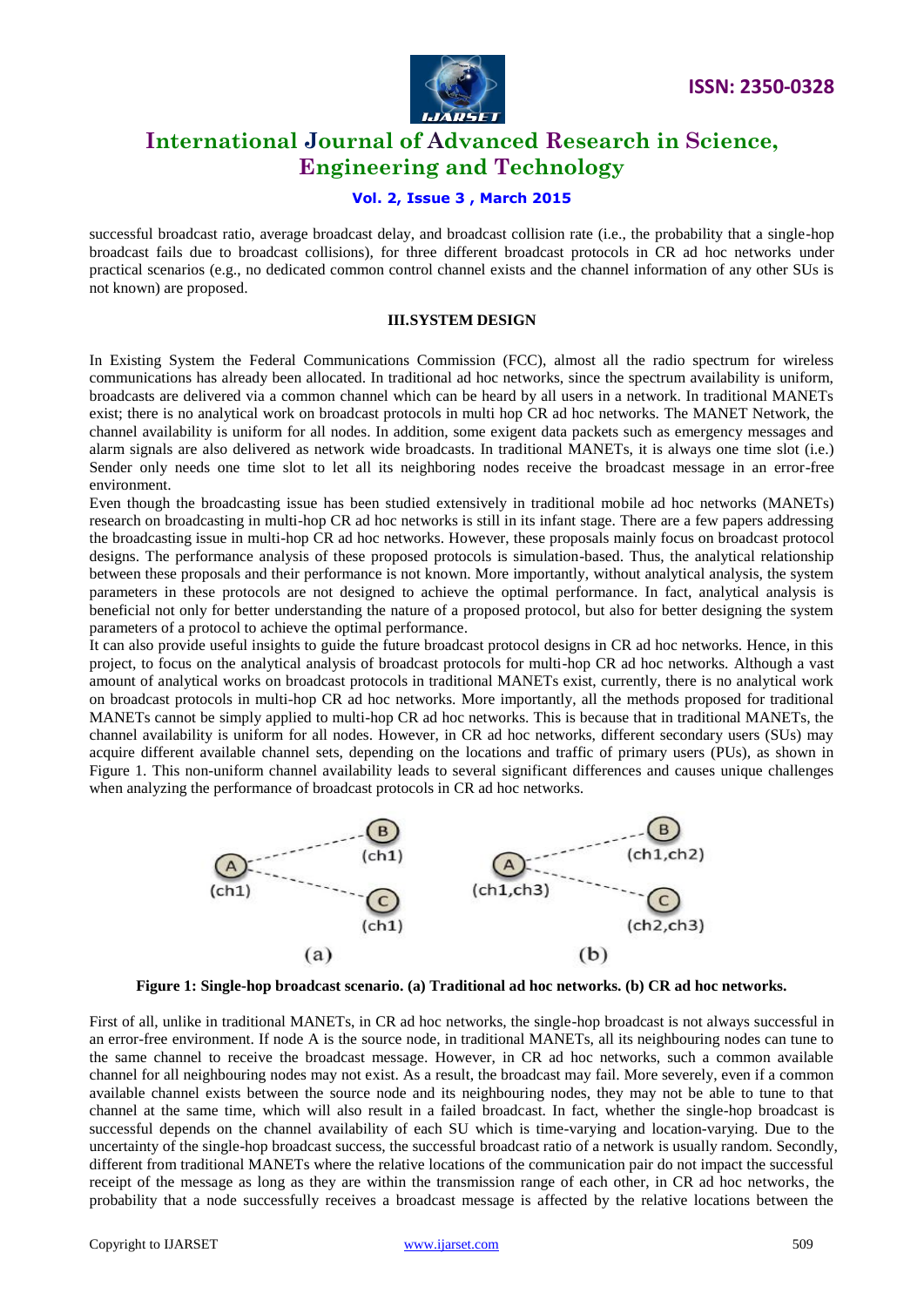successful broadcast ratio, average broadcast delay, and broadcast collision rate (i.e., the probability that a single-hop broadcast fails due to broadcast collisions), for three different broadcast protocols in CR ad hoc networks under practical scenarios (e.g., no dedicated common control channel exists and the channel information of any other SUs is not known) are proposed.

## III.SYSTEM DESIGN

In Existing System the Federal Communications Commission (FCC), almost all the radio spectrum for wireless communications has already been allocated. In traditional ad hoc networks, since the spectrum availability is uniform, broadcasts are delivered via a common channel which can be heard by all users in a network. In traditional MANETs exist; there is no analytical work on broadcast protocols in multi hop CR ad hoc networks. The MANET Network, the channel availability is uniform for all nodes. In addition, some exigent data packets such as emergency messages and alarm signals are also delivered as network wide broadcasts. In traditional MANETs, it is always one time slot (i.e.) Sender only needs one time slot to let all its neighboring nodes receive the broadcast message in an error-free environment.

Even though the broadcasting issue has been studied extensively in traditional mobile ad hoc networks (MANETs) research on broadcasting in multi-hop CR ad hoc networks is still in its infant stage. There are a few papers addressing the broadcasting issue in multi-hop CR ad hoc networks. However, these proposals mainly focus on broadcast protocol designs. The performance analysis of these proposed protocols is simulation-based. Thus, the analytical relationship between these proposals and their performance is not known. More importantly, without analytical analysis, the system parameters in these protocols are not designed to achieve the optimal performance. In fact, analytical analysis is beneficial not only for better understanding the nature of a proposed protocol, but also for better designing the system parameters of a protocol to achieve the optimal performance.

It can also provide useful insights to guide the future broadcast protocol designs in CR ad hoc networks. Hence, in this project, to focus on the analytical analysis of broadcast protocols for multi-hop CR ad hoc networks. Although a vast amount of analytical works on broadcast protocols in traditional MANETs exist, currently, there is no analytical work on broadcast protocols in multi-hop CR ad hoc networks. More importantly, all the methods proposed for traditional MANETs cannot be simply applied to multi-hop CR ad hoc networks. This is because that in traditional MANETs, the channel availability is uniform for all nodes. However, in CR ad hoc networks, different secondary users (SUs) may acquire different available channel sets, depending on the locations and traffic of primary users (PUs), as shown in Figure 1. This non-uniform channel availability leads to several significant differences and causes unique challenges when analyzing the performance of broadcast protocols in CR ad hoc networks.

B
(ch1)
A
(ch1)
C
(ch1)
(a)

B
(ch1,ch2)
A
(ch1,ch3)
C
(ch2,ch3)
(b)

**Figure 1: Single-hop broadcast scenario. (a) Traditional ad hoc networks. (b) CR ad hoc networks.**

First of all, unlike in traditional MANETs, in CR ad hoc networks, the single-hop broadcast is not always successful in an error-free environment. If node A is the source node, in traditional MANETs, all its neighbouring nodes can tune to the same channel to receive the broadcast message. However, in CR ad hoc networks, such a common available channel for all neighbouring nodes may not exist. As a result, the broadcast may fail. More severely, even if a common available channel exists between the source node and its neighbouring nodes, they may not be able to tune to that channel at the same time, which will also result in a failed broadcast. In fact, whether the single-hop broadcast is successful depends on the channel availability of each SU which is time-varying and location-varying. Due to the uncertainty of the single-hop broadcast success, the successful broadcast ratio of a network is usually random. Secondly, different from traditional MANETs where the relative locations of the communication pair do not impact the successful receipt of the message as long as they are within the transmission range of each other, in CR ad hoc networks, the probability that a node successfully receives a broadcast message is affected by the relative locations between the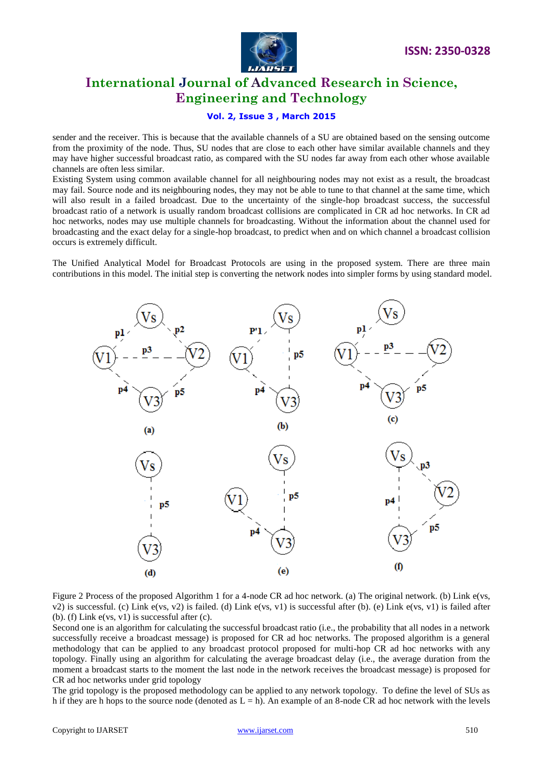sender and the receiver. This is because that the available channels of a SU are obtained based on the sensing outcome from the proximity of the node. Thus, SU nodes that are close to each other have similar available channels and they may have higher successful broadcast ratio, as compared with the SU nodes far away from each other whose available channels are often less similar.

Existing System using common available channel for all neighbouring nodes may not exist as a result, the broadcast may fail. Source node and its neighbouring nodes, they may not be able to tune to that channel at the same time, which will also result in a failed broadcast. Due to the uncertainty of the single-hop broadcast success, the successful broadcast ratio of a network is usually random broadcast collisions are complicated in CR ad hoc networks. In CR ad hoc networks, nodes may use multiple channels for broadcasting. Without the information about the channel used for broadcasting and the exact delay for a single-hop broadcast, to predict when and on which channel a broadcast collision occurs is extremely difficult.

The Unified Analytical Model for Broadcast Protocols are using in the proposed system. There are three main contributions in this model. The initial step is converting the network nodes into simpler forms by using standard model.

Figure 2 Process of the proposed Algorithm 1 for a 4-node CR ad hoc network. (a) The original network. (b) Link e(vs, v2) is successful. (c) Link e(vs, v2) is failed. (d) Link e(vs, v1) is successful after (b). (e) Link e(vs, v1) is failed after (b). (f) Link e(vs, v1) is successful after (c).

Second one is an algorithm for calculating the successful broadcast ratio (i.e., the probability that all nodes in a network successfully receive a broadcast message) is proposed for CR ad hoc networks. The proposed algorithm is a general methodology that can be applied to any broadcast protocol proposed for multi-hop CR ad hoc networks with any topology. Finally using an algorithm for calculating the average broadcast delay (i.e., the average duration from the moment a broadcast starts to the moment the last node in the network receives the broadcast message) is proposed for CR ad hoc networks under grid topology

The grid topology is the proposed methodology can be applied to any network topology. To define the level of SUs as h if they are h hops to the source node (denoted as L = h). An example of an 8-node CR ad hoc network with the levels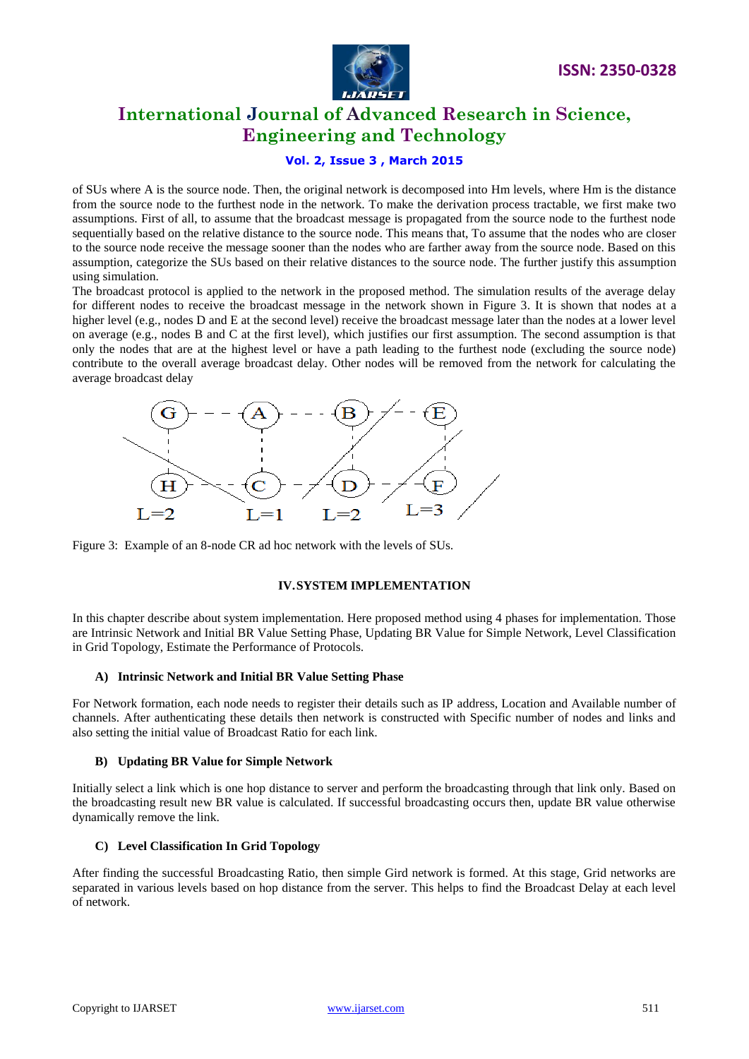of SUs where A is the source node. Then, the original network is decomposed into Hm levels, where Hm is the distance from the source node to the furthest node in the network. To make the derivation process tractable, we first make two assumptions. First of all, to assume that the broadcast message is propagated from the source node to the furthest node sequentially based on the relative distance to the source node. This means that, To assume that the nodes who are closer to the source node receive the message sooner than the nodes who are farther away from the source node. Based on this assumption, categorize the SUs based on their relative distances to the source node. The further justify this assumption using simulation.

The broadcast protocol is applied to the network in the proposed method. The simulation results of the average delay for different nodes to receive the broadcast message in the network shown in Figure 3. It is shown that nodes at a higher level (e.g., nodes D and E at the second level) receive the broadcast message later than the nodes at a lower level on average (e.g., nodes B and C at the first level), which justifies our first assumption. The second assumption is that only the nodes that are at the highest level or have a path leading to the furthest node (excluding the source node) contribute to the overall average broadcast delay. Other nodes will be removed from the network for calculating the average broadcast delay

G A B E
H C D F
L=2 L=1 L=2 L=3

Figure 3: Example of an 8-node CR ad hoc network with the levels of SUs.

## IV. SYSTEM IMPLEMENTATION

In this chapter describe about system implementation. Here proposed method using 4 phases for implementation. Those are Intrinsic Network and Initial BR Value Setting Phase, Updating BR Value for Simple Network, Level Classification in Grid Topology, Estimate the Performance of Protocols.

### A) Intrinsic Network and Initial BR Value Setting Phase

For Network formation, each node needs to register their details such as IP address, Location and Available number of channels. After authenticating these details then network is constructed with Specific number of nodes and links and also setting the initial value of Broadcast Ratio for each link.

### B) Updating BR Value for Simple Network

Initially select a link which is one hop distance to server and perform the broadcasting through that link only. Based on the broadcasting result new BR value is calculated. If successful broadcasting occurs then, update BR value otherwise dynamically remove the link.

### C) Level Classification In Grid Topology

After finding the successful Broadcasting Ratio, then simple Gird network is formed. At this stage, Grid networks are separated in various levels based on hop distance from the server. This helps to find the Broadcast Delay at each level of network.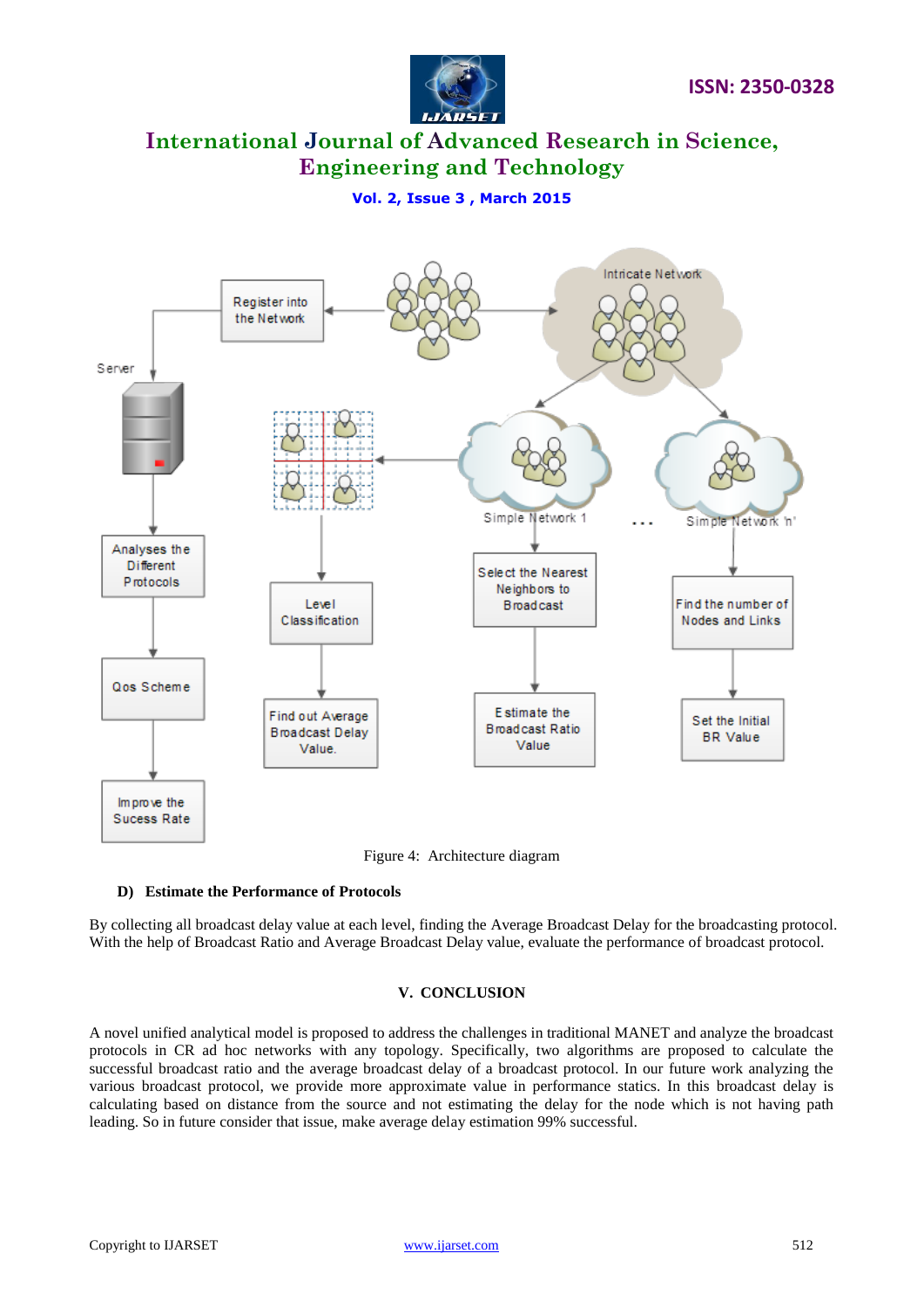Figure 4: Architecture diagram

**D) Estimate the Performance of Protocols**

By collecting all broadcast delay value at each level, finding the Average Broadcast Delay for the broadcasting protocol. With the help of Broadcast Ratio and Average Broadcast Delay value, evaluate the performance of broadcast protocol.

## V. CONCLUSION

A novel unified analytical model is proposed to address the challenges in traditional MANET and analyze the broadcast protocols in CR ad hoc networks with any topology. Specifically, two algorithms are proposed to calculate the successful broadcast ratio and the average broadcast delay of a broadcast protocol. In our future work analyzing the various broadcast protocol, we provide more approximate value in performance statics. In this broadcast delay is calculating based on distance from the source and not estimating the delay for the node which is not having path leading. So in future consider that issue, make average delay estimation 99% successful.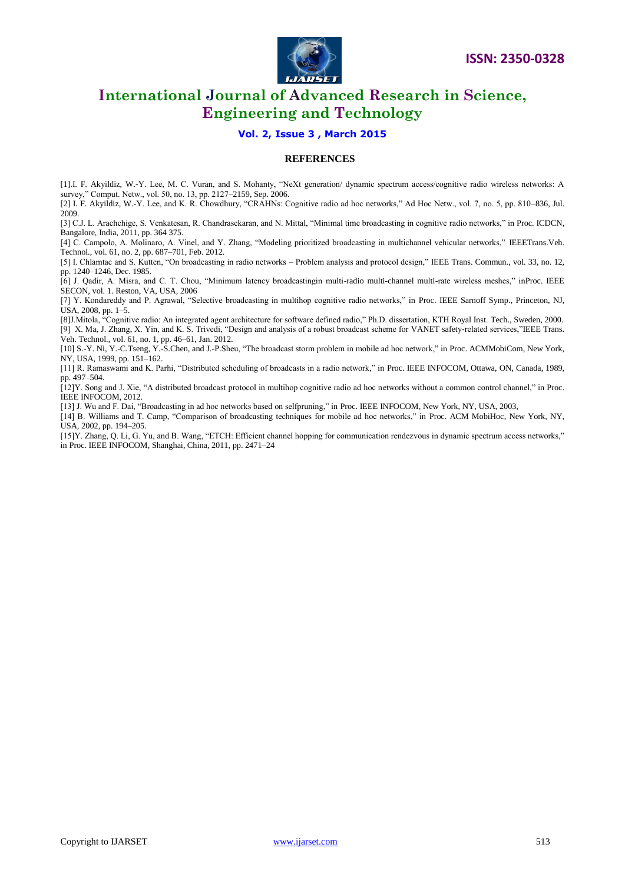## REFERENCES

[1].I. F. Akyildiz, W.-Y. Lee, M. C. Vuran, and S. Mohanty, "NeXt generation/ dynamic spectrum access/cognitive radio wireless networks: A survey," Comput. Netw., vol. 50, no. 13, pp. 2127–2159, Sep. 2006.

[2] I. F. Akyildiz, W.-Y. Lee, and K. R. Chowdhury, "CRAHNs: Cognitive radio ad hoc networks," Ad Hoc Netw., vol. 7, no. 5, pp. 810–836, Jul. 2009.

[3] C.J. L. Arachchige, S. Venkatesan, R. Chandrasekaran, and N. Mittal, "Minimal time broadcasting in cognitive radio networks," in Proc. ICDCN, Bangalore, India, 2011, pp. 364 375.

[4] C. Campolo, A. Molinaro, A. Vinel, and Y. Zhang, "Modeling prioritized broadcasting in multichannel vehicular networks," IEEETrans.Veh. Technol., vol. 61, no. 2, pp. 687–701, Feb. 2012.

[5] I. Chlamtac and S. Kutten, "On broadcasting in radio networks – Problem analysis and protocol design," IEEE Trans. Commun., vol. 33, no. 12, pp. 1240–1246, Dec. 1985.

[6] J. Qadir, A. Misra, and C. T. Chou, "Minimum latency broadcastingin multi-radio multi-channel multi-rate wireless meshes," inProc. IEEE SECON, vol. 1. Reston, VA, USA, 2006

[7] Y. Kondareddy and P. Agrawal, "Selective broadcasting in multihop cognitive radio networks," in Proc. IEEE Sarnoff Symp., Princeton, NJ, USA, 2008, pp. 1–5.

[8]J.Mitola, "Cognitive radio: An integrated agent architecture for software defined radio," Ph.D. dissertation, KTH Royal Inst. Tech., Sweden, 2000.

[9] X. Ma, J. Zhang, X. Yin, and K. S. Trivedi, "Design and analysis of a robust broadcast scheme for VANET safety-related services,"IEEE Trans. Veh. Technol., vol. 61, no. 1, pp. 46–61, Jan. 2012.

[10] S.-Y. Ni, Y.-C.Tseng, Y.-S.Chen, and J.-P.Sheu, "The broadcast storm problem in mobile ad hoc network," in Proc. ACMMobiCom, New York, NY, USA, 1999, pp. 151–162.

[11] R. Ramaswami and K. Parhi, "Distributed scheduling of broadcasts in a radio network," in Proc. IEEE INFOCOM, Ottawa, ON, Canada, 1989, pp. 497–504.

[12]Y. Song and J. Xie, "A distributed broadcast protocol in multihop cognitive radio ad hoc networks without a common control channel," in Proc. IEEE INFOCOM, 2012.

[13] J. Wu and F. Dai, "Broadcasting in ad hoc networks based on selfpruning," in Proc. IEEE INFOCOM, New York, NY, USA, 2003,

[14] B. Williams and T. Camp, "Comparison of broadcasting techniques for mobile ad hoc networks," in Proc. ACM MobiHoc, New York, NY, USA, 2002, pp. 194–205.

[15]Y. Zhang, Q. Li, G. Yu, and B. Wang, "ETCH: Efficient channel hopping for communication rendezvous in dynamic spectrum access networks," in Proc. IEEE INFOCOM, Shanghai, China, 2011, pp. 2471–24